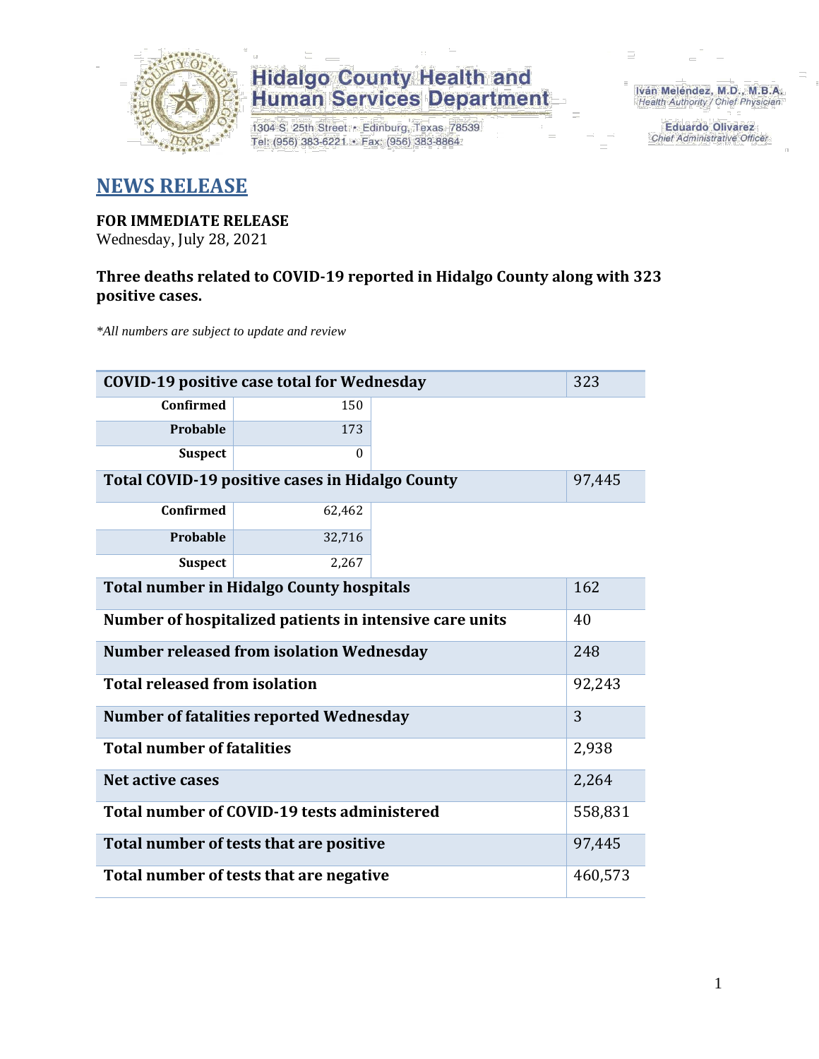**Hidalgo County Health and Human Services Department**

1304 S. 25th Street • Edinburg, Texas 78539
Tel: (956) 383-6221 • Fax: (956) 383-8864

Iván Meléndez, M.D., M.B.A.
*Health Authority / Chief Physician*

Eduardo Olivarez
*Chief Administrative Officer*

# NEWS RELEASE

**FOR IMMEDIATE RELEASE**
Wednesday, July 28, 2021

**Three deaths related to COVID-19 reported in Hidalgo County along with 323 positive cases.**

*\*All numbers are subject to update and review*

| COVID-19 positive case total for Wednesday | | 323 |
|---|---|---|
| Confirmed | 150 | |
| Probable | 173 | |
| Suspect | 0 | |
| **Total COVID-19 positive cases in Hidalgo County** | | 97,445 |
| Confirmed | 62,462 | |
| Probable | 32,716 | |
| Suspect | 2,267 | |
| **Total number in Hidalgo County hospitals** | | 162 |
| **Number of hospitalized patients in intensive care units** | | 40 |
| **Number released from isolation Wednesday** | | 248 |
| **Total released from isolation** | | 92,243 |
| **Number of fatalities reported Wednesday** | | 3 |
| **Total number of fatalities** | | 2,938 |
| **Net active cases** | | 2,264 |
| **Total number of COVID-19 tests administered** | | 558,831 |
| **Total number of tests that are positive** | | 97,445 |
| **Total number of tests that are negative** | | 460,573 |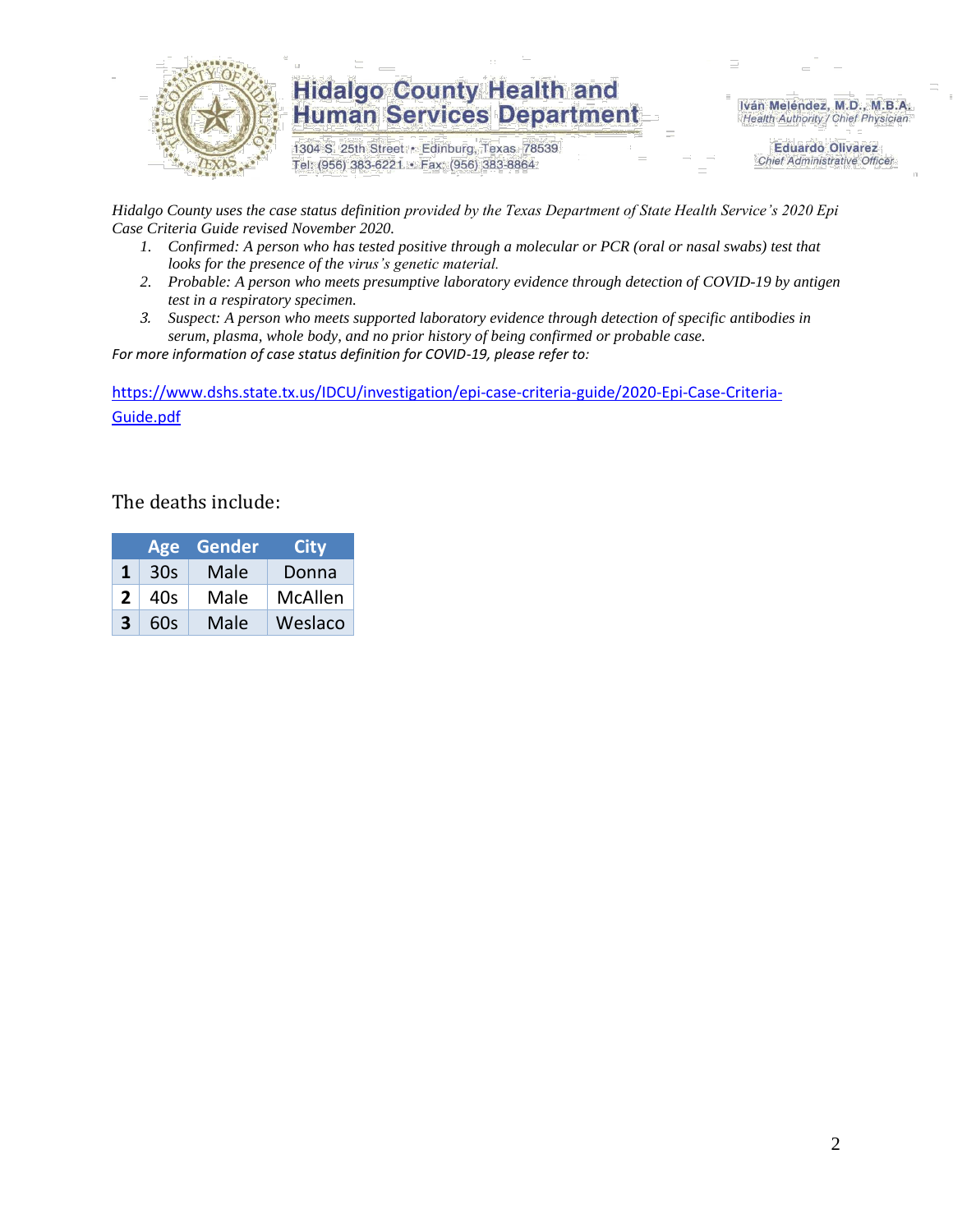Hidalgo County uses the case status definition provided by the Texas Department of State Health Service's 2020 Epi Case Criteria Guide revised November 2020.

1. *Confirmed: A person who has tested positive through a molecular or PCR (oral or nasal swabs) test that looks for the presence of the virus's genetic material.*
2. *Probable: A person who meets presumptive laboratory evidence through detection of COVID-19 by antigen test in a respiratory specimen.*
3. *Suspect: A person who meets supported laboratory evidence through detection of specific antibodies in serum, plasma, whole body, and no prior history of being confirmed or probable case.*

*For more information of case status definition for COVID-19, please refer to:*

https://www.dshs.state.tx.us/IDCU/investigation/epi-case-criteria-guide/2020-Epi-Case-Criteria-Guide.pdf

The deaths include:

| | Age | Gender | City |
|---|---|---|---|
| **1** | 30s | Male | Donna |
| **2** | 40s | Male | McAllen |
| **3** | 60s | Male | Weslaco |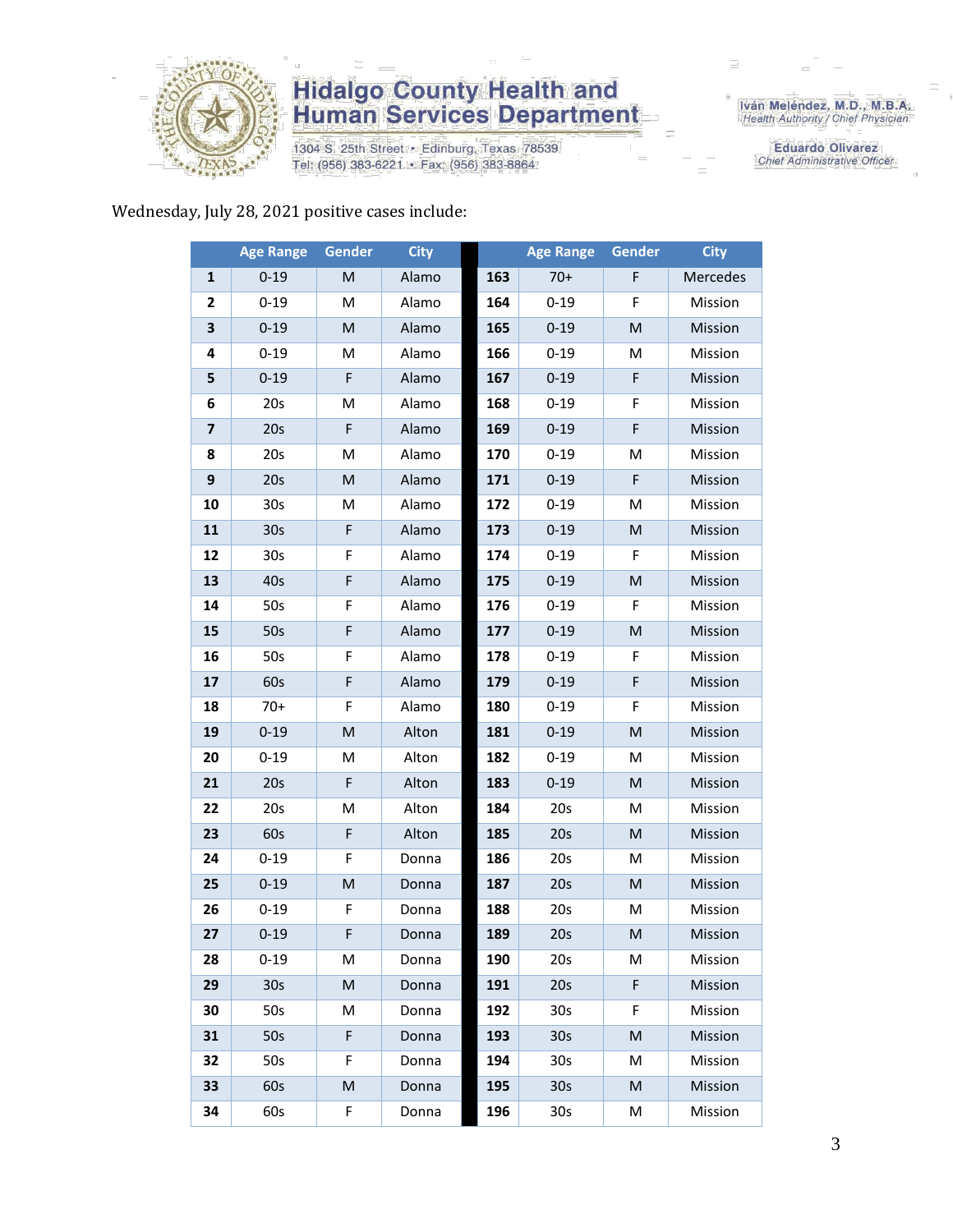# Hidalgo County Health and Human Services Department

1304 S. 25th Street • Edinburg, Texas 78539
Tel: (956) 383-6221 • Fax: (956) 383-8864

Iván Meléndez, M.D., M.B.A.
Health Authority / Chief Physician

Eduardo Olivarez
Chief Administrative Officer

Wednesday, July 28, 2021 positive cases include:

| | Age Range | Gender | City | | Age Range | Gender | City |
|---|---|---|---|---|---|---|---|
| **1** | 0-19 | M | Alamo | **163** | 70+ | F | Mercedes |
| **2** | 0-19 | M | Alamo | **164** | 0-19 | F | Mission |
| **3** | 0-19 | M | Alamo | **165** | 0-19 | M | Mission |
| **4** | 0-19 | M | Alamo | **166** | 0-19 | M | Mission |
| **5** | 0-19 | F | Alamo | **167** | 0-19 | F | Mission |
| **6** | 20s | M | Alamo | **168** | 0-19 | F | Mission |
| **7** | 20s | F | Alamo | **169** | 0-19 | F | Mission |
| **8** | 20s | M | Alamo | **170** | 0-19 | M | Mission |
| **9** | 20s | M | Alamo | **171** | 0-19 | F | Mission |
| **10** | 30s | M | Alamo | **172** | 0-19 | M | Mission |
| **11** | 30s | F | Alamo | **173** | 0-19 | M | Mission |
| **12** | 30s | F | Alamo | **174** | 0-19 | F | Mission |
| **13** | 40s | F | Alamo | **175** | 0-19 | M | Mission |
| **14** | 50s | F | Alamo | **176** | 0-19 | F | Mission |
| **15** | 50s | F | Alamo | **177** | 0-19 | M | Mission |
| **16** | 50s | F | Alamo | **178** | 0-19 | F | Mission |
| **17** | 60s | F | Alamo | **179** | 0-19 | F | Mission |
| **18** | 70+ | F | Alamo | **180** | 0-19 | F | Mission |
| **19** | 0-19 | M | Alton | **181** | 0-19 | M | Mission |
| **20** | 0-19 | M | Alton | **182** | 0-19 | M | Mission |
| **21** | 20s | F | Alton | **183** | 0-19 | M | Mission |
| **22** | 20s | M | Alton | **184** | 20s | M | Mission |
| **23** | 60s | F | Alton | **185** | 20s | M | Mission |
| **24** | 0-19 | F | Donna | **186** | 20s | M | Mission |
| **25** | 0-19 | M | Donna | **187** | 20s | M | Mission |
| **26** | 0-19 | F | Donna | **188** | 20s | M | Mission |
| **27** | 0-19 | F | Donna | **189** | 20s | M | Mission |
| **28** | 0-19 | M | Donna | **190** | 20s | M | Mission |
| **29** | 30s | M | Donna | **191** | 20s | F | Mission |
| **30** | 50s | M | Donna | **192** | 30s | F | Mission |
| **31** | 50s | F | Donna | **193** | 30s | M | Mission |
| **32** | 50s | F | Donna | **194** | 30s | M | Mission |
| **33** | 60s | M | Donna | **195** | 30s | M | Mission |
| **34** | 60s | F | Donna | **196** | 30s | M | Mission |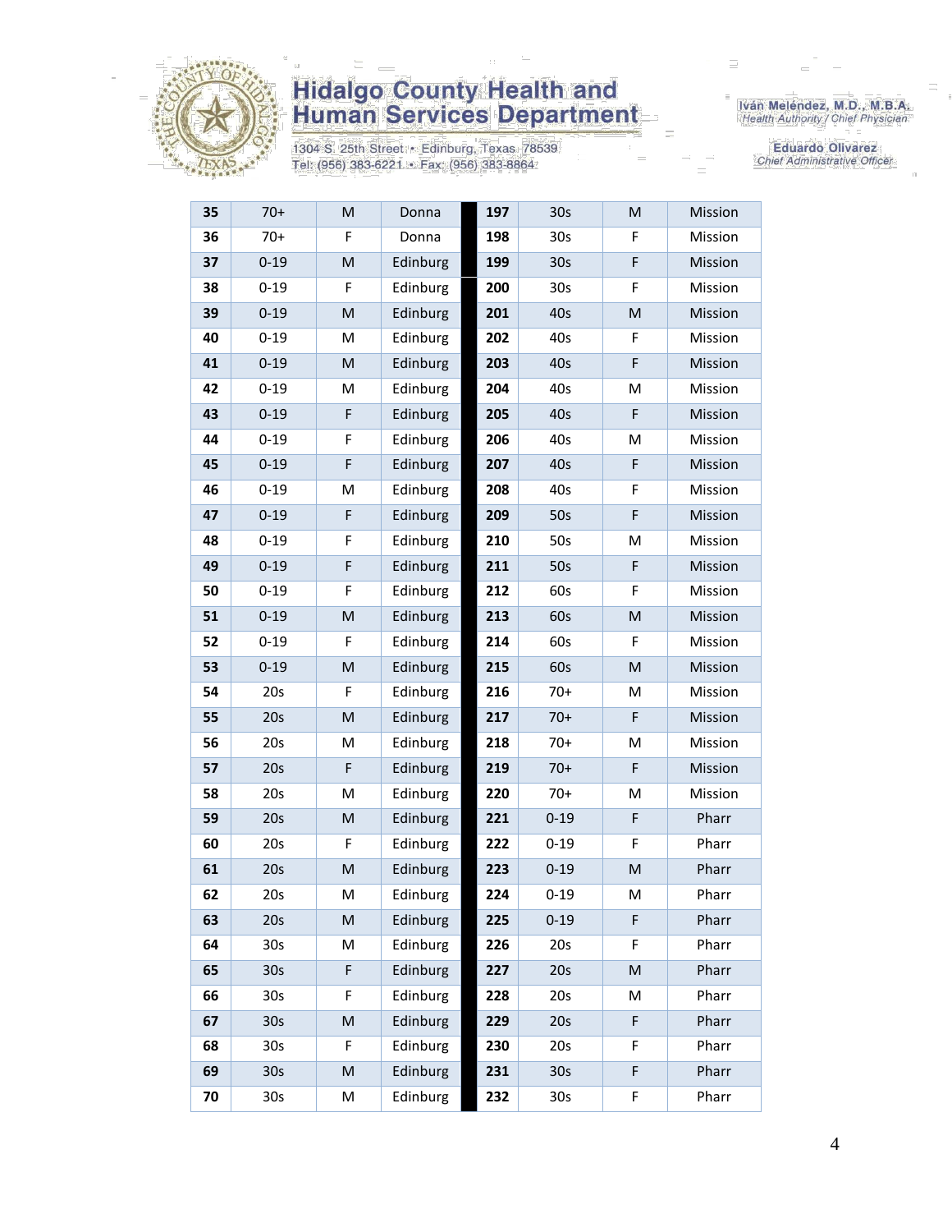# Hidalgo County Health and Human Services Department

1304 S. 25th Street • Edinburg, Texas 78539
Tel: (956) 383-6221 • Fax: (956) 383-8864

Iván Meléndez, M.D., M.B.A.
*Health Authority / Chief Physician*

Eduardo Olivarez
*Chief Administrative Officer*

| | | | | | | | |
|---|---|---|---|---|---|---|---|
| **35** | 70+ | M | Donna | **197** | 30s | M | Mission |
| **36** | 70+ | F | Donna | **198** | 30s | F | Mission |
| **37** | 0-19 | M | Edinburg | **199** | 30s | F | Mission |
| **38** | 0-19 | F | Edinburg | **200** | 30s | F | Mission |
| **39** | 0-19 | M | Edinburg | **201** | 40s | M | Mission |
| **40** | 0-19 | M | Edinburg | **202** | 40s | F | Mission |
| **41** | 0-19 | M | Edinburg | **203** | 40s | F | Mission |
| **42** | 0-19 | M | Edinburg | **204** | 40s | M | Mission |
| **43** | 0-19 | F | Edinburg | **205** | 40s | F | Mission |
| **44** | 0-19 | F | Edinburg | **206** | 40s | M | Mission |
| **45** | 0-19 | F | Edinburg | **207** | 40s | F | Mission |
| **46** | 0-19 | M | Edinburg | **208** | 40s | F | Mission |
| **47** | 0-19 | F | Edinburg | **209** | 50s | F | Mission |
| **48** | 0-19 | F | Edinburg | **210** | 50s | M | Mission |
| **49** | 0-19 | F | Edinburg | **211** | 50s | F | Mission |
| **50** | 0-19 | F | Edinburg | **212** | 60s | F | Mission |
| **51** | 0-19 | M | Edinburg | **213** | 60s | M | Mission |
| **52** | 0-19 | F | Edinburg | **214** | 60s | F | Mission |
| **53** | 0-19 | M | Edinburg | **215** | 60s | M | Mission |
| **54** | 20s | F | Edinburg | **216** | 70+ | M | Mission |
| **55** | 20s | M | Edinburg | **217** | 70+ | F | Mission |
| **56** | 20s | M | Edinburg | **218** | 70+ | M | Mission |
| **57** | 20s | F | Edinburg | **219** | 70+ | F | Mission |
| **58** | 20s | M | Edinburg | **220** | 70+ | M | Mission |
| **59** | 20s | M | Edinburg | **221** | 0-19 | F | Pharr |
| **60** | 20s | F | Edinburg | **222** | 0-19 | F | Pharr |
| **61** | 20s | M | Edinburg | **223** | 0-19 | M | Pharr |
| **62** | 20s | M | Edinburg | **224** | 0-19 | M | Pharr |
| **63** | 20s | M | Edinburg | **225** | 0-19 | F | Pharr |
| **64** | 30s | M | Edinburg | **226** | 20s | F | Pharr |
| **65** | 30s | F | Edinburg | **227** | 20s | M | Pharr |
| **66** | 30s | F | Edinburg | **228** | 20s | M | Pharr |
| **67** | 30s | M | Edinburg | **229** | 20s | F | Pharr |
| **68** | 30s | F | Edinburg | **230** | 20s | F | Pharr |
| **69** | 30s | M | Edinburg | **231** | 30s | F | Pharr |
| **70** | 30s | M | Edinburg | **232** | 30s | F | Pharr |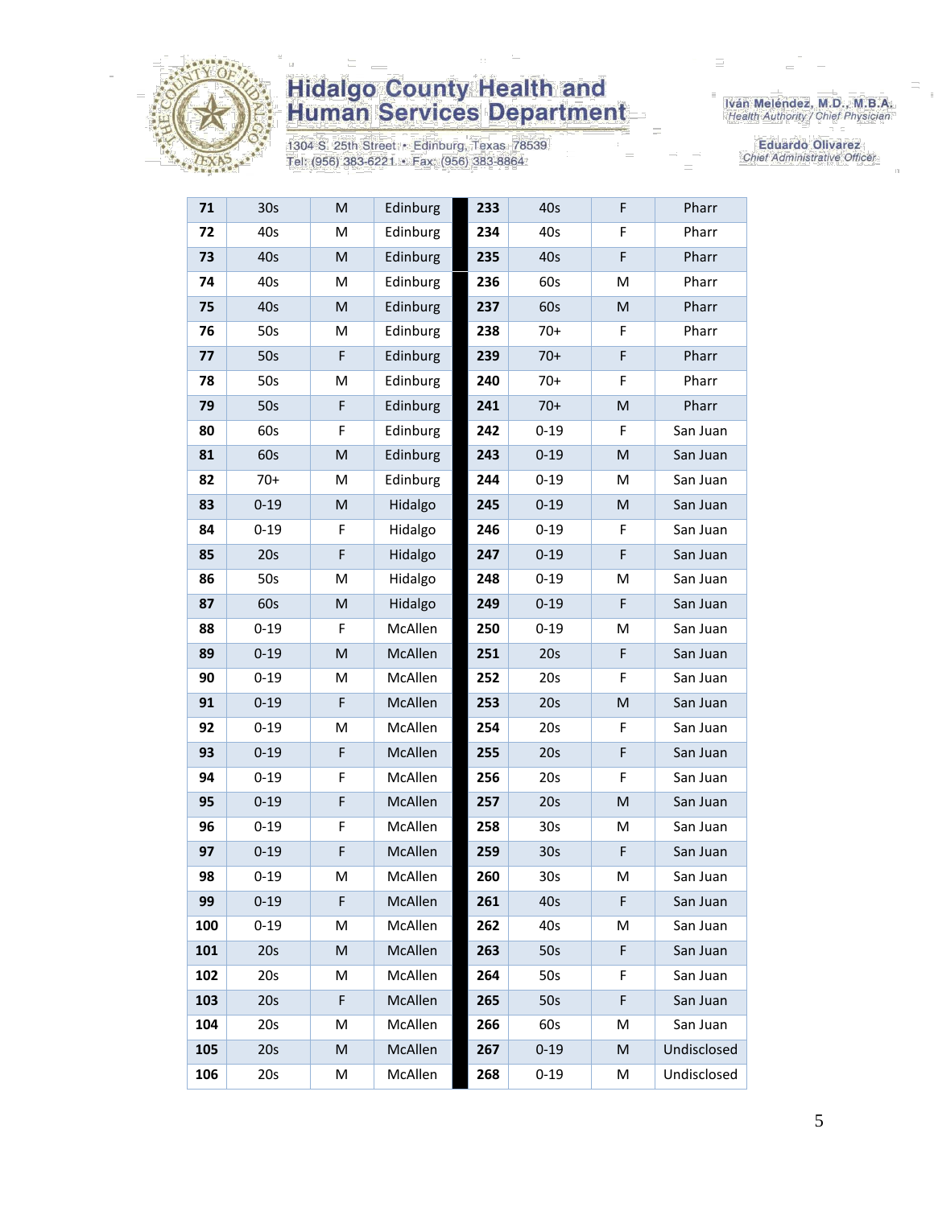# Hidalgo County Health and Human Services Department

1304 S. 25th Street • Edinburg, Texas 78539
Tel: (956) 383-6221 • Fax: (956) 383-8864

Iván Meléndez, M.D., M.B.A.
*Health Authority / Chief Physician*

Eduardo Olivarez
*Chief Administrative Officer*

| | | | | | | | |
|---|---|---|---|---|---|---|---|
| **71** | 30s | M | Edinburg | **233** | 40s | F | Pharr |
| **72** | 40s | M | Edinburg | **234** | 40s | F | Pharr |
| **73** | 40s | M | Edinburg | **235** | 40s | F | Pharr |
| **74** | 40s | M | Edinburg | **236** | 60s | M | Pharr |
| **75** | 40s | M | Edinburg | **237** | 60s | M | Pharr |
| **76** | 50s | M | Edinburg | **238** | 70+ | F | Pharr |
| **77** | 50s | F | Edinburg | **239** | 70+ | F | Pharr |
| **78** | 50s | M | Edinburg | **240** | 70+ | F | Pharr |
| **79** | 50s | F | Edinburg | **241** | 70+ | M | Pharr |
| **80** | 60s | F | Edinburg | **242** | 0-19 | F | San Juan |
| **81** | 60s | M | Edinburg | **243** | 0-19 | M | San Juan |
| **82** | 70+ | M | Edinburg | **244** | 0-19 | M | San Juan |
| **83** | 0-19 | M | Hidalgo | **245** | 0-19 | M | San Juan |
| **84** | 0-19 | F | Hidalgo | **246** | 0-19 | F | San Juan |
| **85** | 20s | F | Hidalgo | **247** | 0-19 | F | San Juan |
| **86** | 50s | M | Hidalgo | **248** | 0-19 | M | San Juan |
| **87** | 60s | M | Hidalgo | **249** | 0-19 | F | San Juan |
| **88** | 0-19 | F | McAllen | **250** | 0-19 | M | San Juan |
| **89** | 0-19 | M | McAllen | **251** | 20s | F | San Juan |
| **90** | 0-19 | M | McAllen | **252** | 20s | F | San Juan |
| **91** | 0-19 | F | McAllen | **253** | 20s | M | San Juan |
| **92** | 0-19 | M | McAllen | **254** | 20s | F | San Juan |
| **93** | 0-19 | F | McAllen | **255** | 20s | F | San Juan |
| **94** | 0-19 | F | McAllen | **256** | 20s | F | San Juan |
| **95** | 0-19 | F | McAllen | **257** | 20s | M | San Juan |
| **96** | 0-19 | F | McAllen | **258** | 30s | M | San Juan |
| **97** | 0-19 | F | McAllen | **259** | 30s | F | San Juan |
| **98** | 0-19 | M | McAllen | **260** | 30s | M | San Juan |
| **99** | 0-19 | F | McAllen | **261** | 40s | F | San Juan |
| **100** | 0-19 | M | McAllen | **262** | 40s | M | San Juan |
| **101** | 20s | M | McAllen | **263** | 50s | F | San Juan |
| **102** | 20s | M | McAllen | **264** | 50s | F | San Juan |
| **103** | 20s | F | McAllen | **265** | 50s | F | San Juan |
| **104** | 20s | M | McAllen | **266** | 60s | M | San Juan |
| **105** | 20s | M | McAllen | **267** | 0-19 | M | Undisclosed |
| **106** | 20s | M | McAllen | **268** | 0-19 | M | Undisclosed |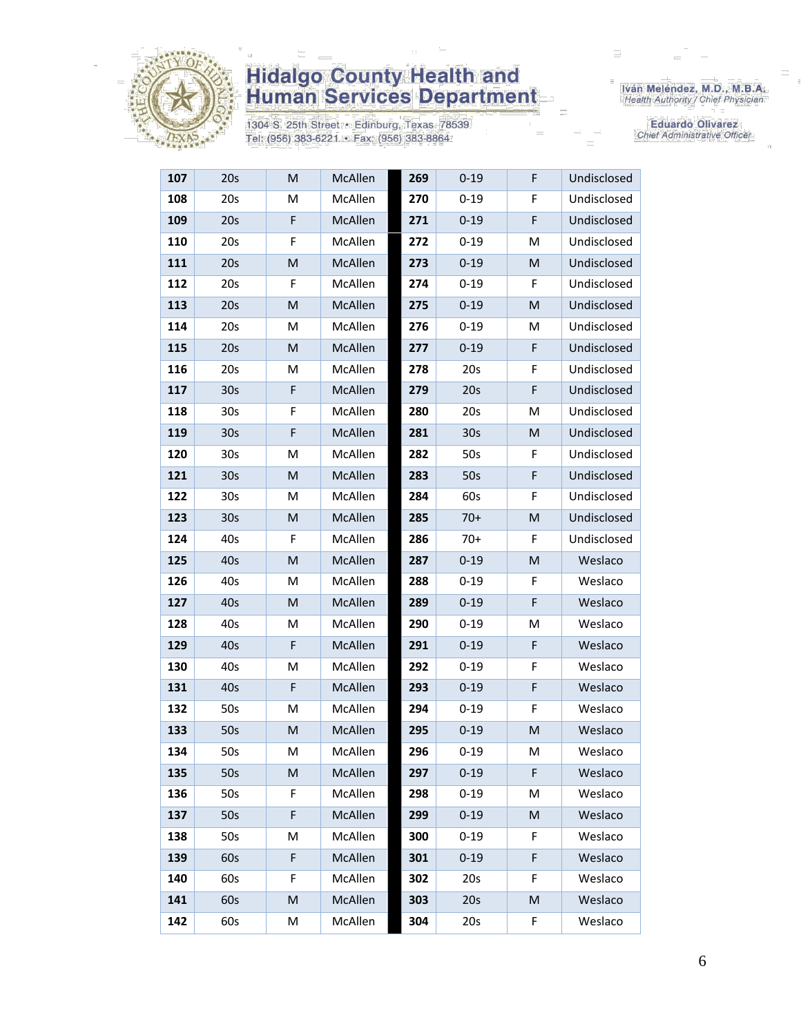# Hidalgo County Health and Human Services Department

1304 S. 25th Street • Edinburg, Texas 78539
Tel: (956) 383-6221 • Fax: (956) 383-8864

Iván Meléndez, M.D., M.B.A.
*Health Authority / Chief Physician*

Eduardo Olivarez
*Chief Administrative Officer*

| | | | | | | | |
|---|---|---|---|---|---|---|---|
| **107** | 20s | M | McAllen | **269** | 0-19 | F | Undisclosed |
| **108** | 20s | M | McAllen | **270** | 0-19 | F | Undisclosed |
| **109** | 20s | F | McAllen | **271** | 0-19 | F | Undisclosed |
| **110** | 20s | F | McAllen | **272** | 0-19 | M | Undisclosed |
| **111** | 20s | M | McAllen | **273** | 0-19 | M | Undisclosed |
| **112** | 20s | F | McAllen | **274** | 0-19 | F | Undisclosed |
| **113** | 20s | M | McAllen | **275** | 0-19 | M | Undisclosed |
| **114** | 20s | M | McAllen | **276** | 0-19 | M | Undisclosed |
| **115** | 20s | M | McAllen | **277** | 0-19 | F | Undisclosed |
| **116** | 20s | M | McAllen | **278** | 20s | F | Undisclosed |
| **117** | 30s | F | McAllen | **279** | 20s | F | Undisclosed |
| **118** | 30s | F | McAllen | **280** | 20s | M | Undisclosed |
| **119** | 30s | F | McAllen | **281** | 30s | M | Undisclosed |
| **120** | 30s | M | McAllen | **282** | 50s | F | Undisclosed |
| **121** | 30s | M | McAllen | **283** | 50s | F | Undisclosed |
| **122** | 30s | M | McAllen | **284** | 60s | F | Undisclosed |
| **123** | 30s | M | McAllen | **285** | 70+ | M | Undisclosed |
| **124** | 40s | F | McAllen | **286** | 70+ | F | Undisclosed |
| **125** | 40s | M | McAllen | **287** | 0-19 | M | Weslaco |
| **126** | 40s | M | McAllen | **288** | 0-19 | F | Weslaco |
| **127** | 40s | M | McAllen | **289** | 0-19 | F | Weslaco |
| **128** | 40s | M | McAllen | **290** | 0-19 | M | Weslaco |
| **129** | 40s | F | McAllen | **291** | 0-19 | F | Weslaco |
| **130** | 40s | M | McAllen | **292** | 0-19 | F | Weslaco |
| **131** | 40s | F | McAllen | **293** | 0-19 | F | Weslaco |
| **132** | 50s | M | McAllen | **294** | 0-19 | F | Weslaco |
| **133** | 50s | M | McAllen | **295** | 0-19 | M | Weslaco |
| **134** | 50s | M | McAllen | **296** | 0-19 | M | Weslaco |
| **135** | 50s | M | McAllen | **297** | 0-19 | F | Weslaco |
| **136** | 50s | F | McAllen | **298** | 0-19 | M | Weslaco |
| **137** | 50s | F | McAllen | **299** | 0-19 | M | Weslaco |
| **138** | 50s | M | McAllen | **300** | 0-19 | F | Weslaco |
| **139** | 60s | F | McAllen | **301** | 0-19 | F | Weslaco |
| **140** | 60s | F | McAllen | **302** | 20s | F | Weslaco |
| **141** | 60s | M | McAllen | **303** | 20s | M | Weslaco |
| **142** | 60s | M | McAllen | **304** | 20s | F | Weslaco |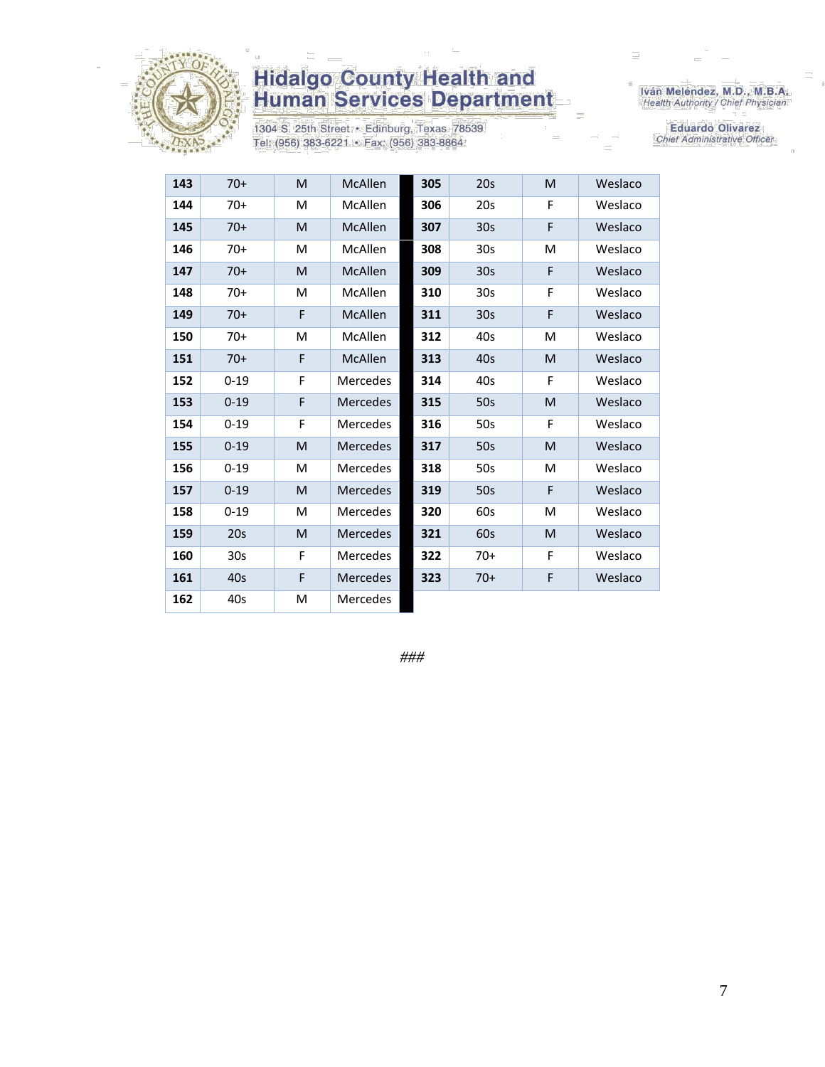| | | | | | | | | |
|---|---|---|---|---|---|---|---|---|
| **143** | 70+ | M | McAllen | | **305** | 20s | M | Weslaco |
| **144** | 70+ | M | McAllen | | **306** | 20s | F | Weslaco |
| **145** | 70+ | M | McAllen | | **307** | 30s | F | Weslaco |
| **146** | 70+ | M | McAllen | | **308** | 30s | M | Weslaco |
| **147** | 70+ | M | McAllen | | **309** | 30s | F | Weslaco |
| **148** | 70+ | M | McAllen | | **310** | 30s | F | Weslaco |
| **149** | 70+ | F | McAllen | | **311** | 30s | F | Weslaco |
| **150** | 70+ | M | McAllen | | **312** | 40s | M | Weslaco |
| **151** | 70+ | F | McAllen | | **313** | 40s | M | Weslaco |
| **152** | 0-19 | F | Mercedes | | **314** | 40s | F | Weslaco |
| **153** | 0-19 | F | Mercedes | | **315** | 50s | M | Weslaco |
| **154** | 0-19 | F | Mercedes | | **316** | 50s | F | Weslaco |
| **155** | 0-19 | M | Mercedes | | **317** | 50s | M | Weslaco |
| **156** | 0-19 | M | Mercedes | | **318** | 50s | M | Weslaco |
| **157** | 0-19 | M | Mercedes | | **319** | 50s | F | Weslaco |
| **158** | 0-19 | M | Mercedes | | **320** | 60s | M | Weslaco |
| **159** | 20s | M | Mercedes | | **321** | 60s | M | Weslaco |
| **160** | 30s | F | Mercedes | | **322** | 70+ | F | Weslaco |
| **161** | 40s | F | Mercedes | | **323** | 70+ | F | Weslaco |
| **162** | 40s | M | Mercedes | | | | | |

###